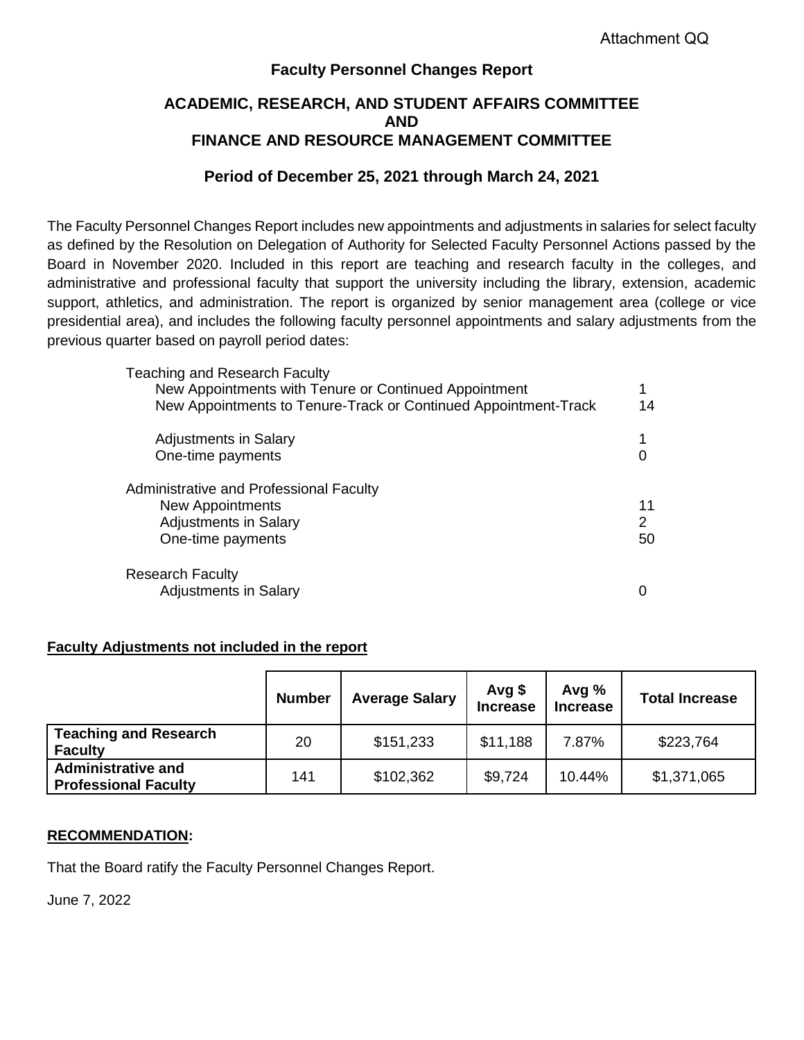Attachment QQ

# Faculty Personnel Changes Report

## ACADEMIC, RESEARCH, AND STUDENT AFFAIRS COMMITTEE
## AND
## FINANCE AND RESOURCE MANAGEMENT COMMITTEE

### Period of December 25, 2021 through March 24, 2021

The Faculty Personnel Changes Report includes new appointments and adjustments in salaries for select faculty as defined by the Resolution on Delegation of Authority for Selected Faculty Personnel Actions passed by the Board in November 2020. Included in this report are teaching and research faculty in the colleges, and administrative and professional faculty that support the university including the library, extension, academic support, athletics, and administration. The report is organized by senior management area (college or vice presidential area), and includes the following faculty personnel appointments and salary adjustments from the previous quarter based on payroll period dates:

| | |
|---|---|
| **Teaching and Research Faculty** | |
| New Appointments with Tenure or Continued Appointment | 1 |
| New Appointments to Tenure-Track or Continued Appointment-Track | 14 |
| Adjustments in Salary | 1 |
| One-time payments | 0 |
| **Administrative and Professional Faculty** | |
| New Appointments | 11 |
| Adjustments in Salary | 2 |
| One-time payments | 50 |
| **Research Faculty** | |
| Adjustments in Salary | 0 |

**<u>Faculty Adjustments not included in the report</u>**

| | Number | Average Salary | Avg $ Increase | Avg % Increase | Total Increase |
|---|---|---|---|---|---|
| **Teaching and Research Faculty** | 20 | $151,233 | $11,188 | 7.87% | $223,764 |
| **Administrative and Professional Faculty** | 141 | $102,362 | $9,724 | 10.44% | $1,371,065 |

**<u>RECOMMENDATION</u>:**

That the Board ratify the Faculty Personnel Changes Report.

June 7, 2022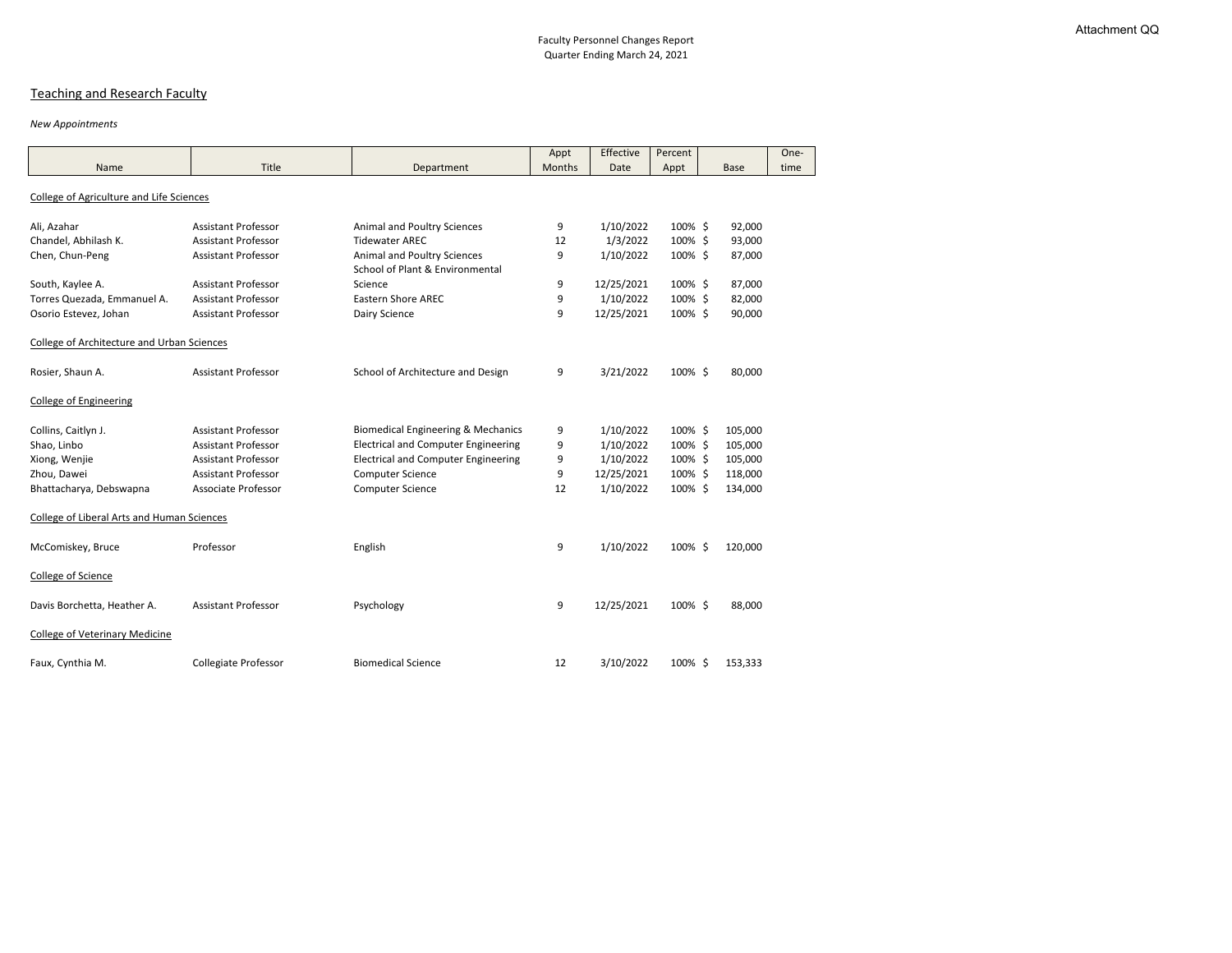Attachment QQ

Faculty Personnel Changes Report
Quarter Ending March 24, 2021

## Teaching and Research Faculty

*New Appointments*

| Name | Title | Department | Appt Months | Effective Date | Percent Appt | Base | One-time |
|---|---|---|---|---|---|---|---|
| College of Agriculture and Life Sciences | | | | | | | |
| Ali, Azahar | Assistant Professor | Animal and Poultry Sciences | 9 | 1/10/2022 | 100% | $ 92,000 | |
| Chandel, Abhilash K. | Assistant Professor | Tidewater AREC | 12 | 1/3/2022 | 100% | $ 93,000 | |
| Chen, Chun-Peng | Assistant Professor | Animal and Poultry Sciences | 9 | 1/10/2022 | 100% | $ 87,000 | |
| South, Kaylee A. | Assistant Professor | School of Plant & Environmental Science | 9 | 12/25/2021 | 100% | $ 87,000 | |
| Torres Quezada, Emmanuel A. | Assistant Professor | Eastern Shore AREC | 9 | 1/10/2022 | 100% | $ 82,000 | |
| Osorio Estevez, Johan | Assistant Professor | Dairy Science | 9 | 12/25/2021 | 100% | $ 90,000 | |
| College of Architecture and Urban Sciences | | | | | | | |
| Rosier, Shaun A. | Assistant Professor | School of Architecture and Design | 9 | 3/21/2022 | 100% | $ 80,000 | |
| College of Engineering | | | | | | | |
| Collins, Caitlyn J. | Assistant Professor | Biomedical Engineering & Mechanics | 9 | 1/10/2022 | 100% | $ 105,000 | |
| Shao, Linbo | Assistant Professor | Electrical and Computer Engineering | 9 | 1/10/2022 | 100% | $ 105,000 | |
| Xiong, Wenjie | Assistant Professor | Electrical and Computer Engineering | 9 | 1/10/2022 | 100% | $ 105,000 | |
| Zhou, Dawei | Assistant Professor | Computer Science | 9 | 12/25/2021 | 100% | $ 118,000 | |
| Bhattacharya, Debswapna | Associate Professor | Computer Science | 12 | 1/10/2022 | 100% | $ 134,000 | |
| College of Liberal Arts and Human Sciences | | | | | | | |
| McComiskey, Bruce | Professor | English | 9 | 1/10/2022 | 100% | $ 120,000 | |
| College of Science | | | | | | | |
| Davis Borchetta, Heather A. | Assistant Professor | Psychology | 9 | 12/25/2021 | 100% | $ 88,000 | |
| College of Veterinary Medicine | | | | | | | |
| Faux, Cynthia M. | Collegiate Professor | Biomedical Science | 12 | 3/10/2022 | 100% | $ 153,333 | |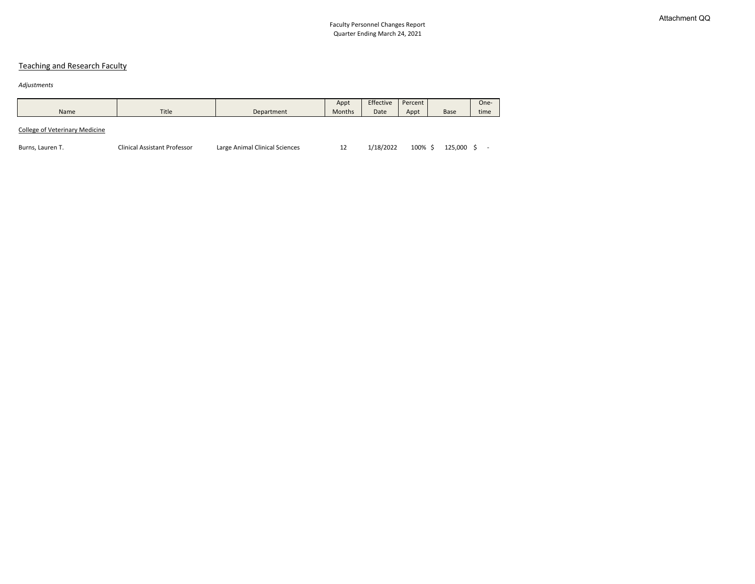Attachment QQ

Faculty Personnel Changes Report
Quarter Ending March 24, 2021

## Teaching and Research Faculty

*Adjustments*

| Name | Title | Department | Appt Months | Effective Date | Percent Appt | Base | One-time |
|---|---|---|---|---|---|---|---|
| College of Veterinary Medicine | | | | | | | |
| Burns, Lauren T. | Clinical Assistant Professor | Large Animal Clinical Sciences | 12 | 1/18/2022 | 100% | $ 125,000 | $ - |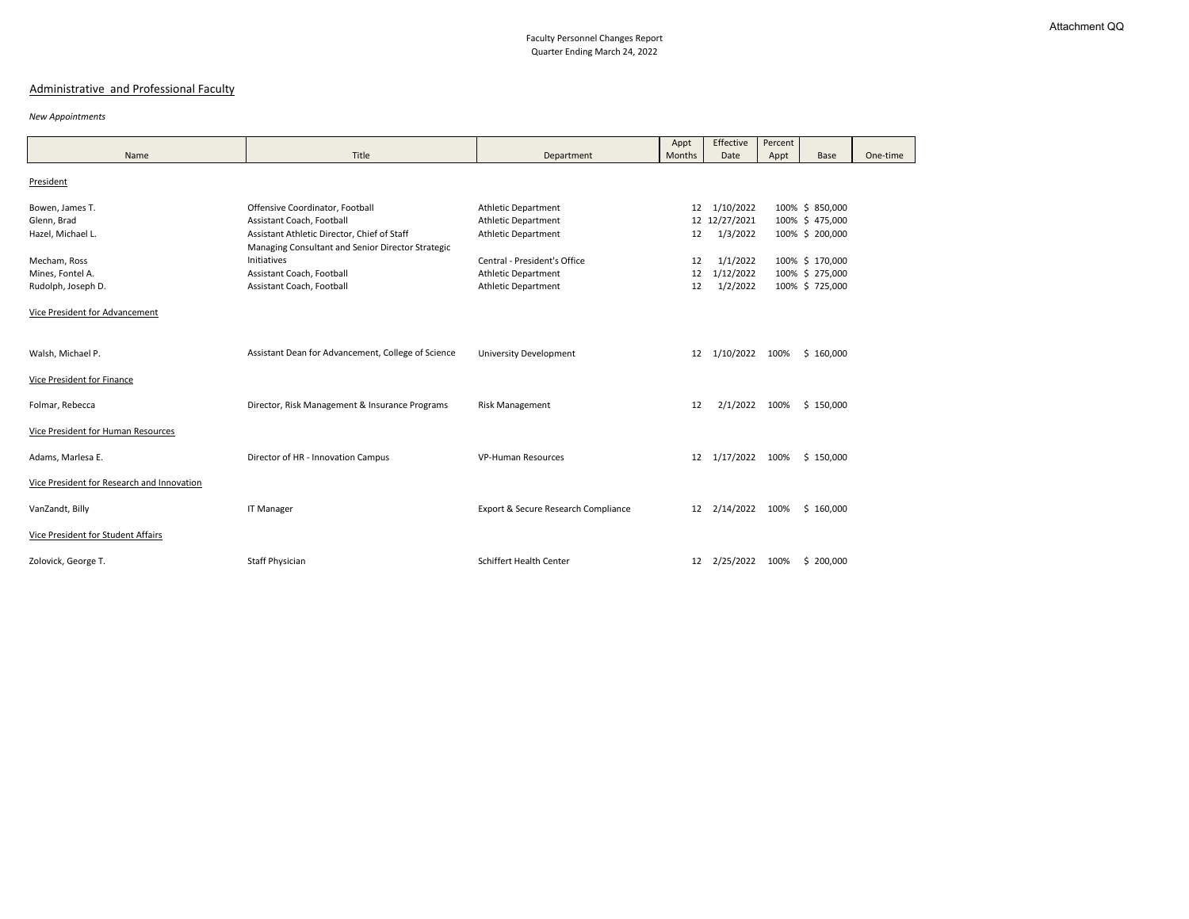Attachment QQ

Faculty Personnel Changes Report
Quarter Ending March 24, 2022

## Administrative and Professional Faculty

*New Appointments*

| Name | Title | Department | Appt Months | Effective Date | Percent Appt | Base | One-time |
|---|---|---|---|---|---|---|---|
| President | | | | | | | |
| Bowen, James T. | Offensive Coordinator, Football | Athletic Department | 12 | 1/10/2022 | 100% | $ 850,000 | |
| Glenn, Brad | Assistant Coach, Football | Athletic Department | 12 | 12/27/2021 | 100% | $ 475,000 | |
| Hazel, Michael L. | Assistant Athletic Director, Chief of Staff | Athletic Department | 12 | 1/3/2022 | 100% | $ 200,000 | |
| Mecham, Ross | Managing Consultant and Senior Director Strategic Initiatives | Central - President's Office | 12 | 1/1/2022 | 100% | $ 170,000 | |
| Mines, Fontel A. | Assistant Coach, Football | Athletic Department | 12 | 1/12/2022 | 100% | $ 275,000 | |
| Rudolph, Joseph D. | Assistant Coach, Football | Athletic Department | 12 | 1/2/2022 | 100% | $ 725,000 | |
| Vice President for Advancement | | | | | | | |
| Walsh, Michael P. | Assistant Dean for Advancement, College of Science | University Development | 12 | 1/10/2022 | 100% | $ 160,000 | |
| Vice President for Finance | | | | | | | |
| Folmar, Rebecca | Director, Risk Management & Insurance Programs | Risk Management | 12 | 2/1/2022 | 100% | $ 150,000 | |
| Vice President for Human Resources | | | | | | | |
| Adams, Marlesa E. | Director of HR - Innovation Campus | VP-Human Resources | 12 | 1/17/2022 | 100% | $ 150,000 | |
| Vice President for Research and Innovation | | | | | | | |
| VanZandt, Billy | IT Manager | Export & Secure Research Compliance | 12 | 2/14/2022 | 100% | $ 160,000 | |
| Vice President for Student Affairs | | | | | | | |
| Zolovick, George T. | Staff Physician | Schiffert Health Center | 12 | 2/25/2022 | 100% | $ 200,000 | |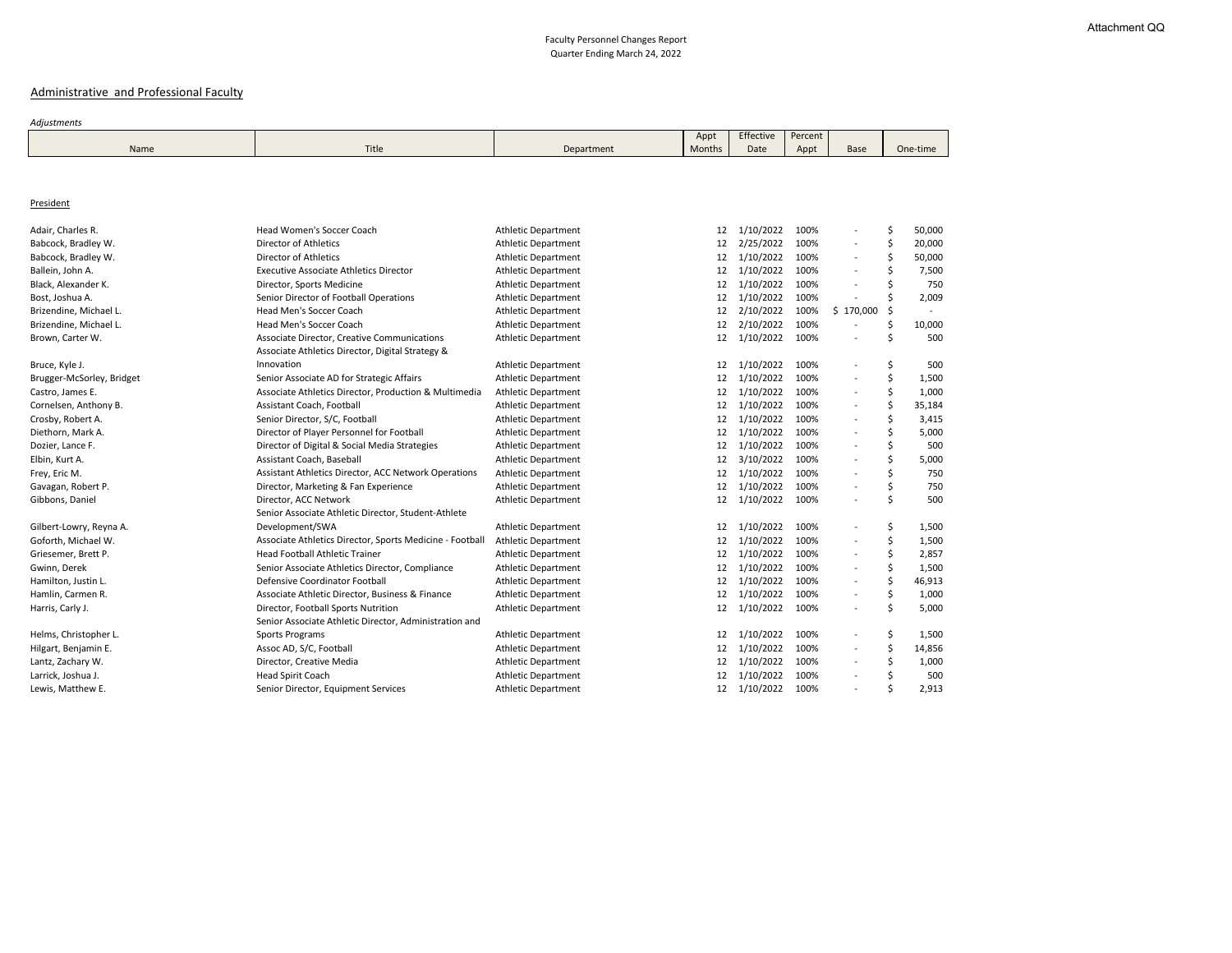Attachment QQ

Faculty Personnel Changes Report
Quarter Ending March 24, 2022

## Administrative and Professional Faculty

*Adjustments*

| Name | Title | Department | Appt Months | Effective Date | Percent Appt | Base | One-time |
|---|---|---|---|---|---|---|---|
| **President** | | | | | | | |
| Adair, Charles R. | Head Women's Soccer Coach | Athletic Department | 12 | 1/10/2022 | 100% | - | $ 50,000 |
| Babcock, Bradley W. | Director of Athletics | Athletic Department | 12 | 2/25/2022 | 100% | - | $ 20,000 |
| Babcock, Bradley W. | Director of Athletics | Athletic Department | 12 | 1/10/2022 | 100% | - | $ 50,000 |
| Ballein, John A. | Executive Associate Athletics Director | Athletic Department | 12 | 1/10/2022 | 100% | - | $ 7,500 |
| Black, Alexander K. | Director, Sports Medicine | Athletic Department | 12 | 1/10/2022 | 100% | - | $ 750 |
| Bost, Joshua A. | Senior Director of Football Operations | Athletic Department | 12 | 1/10/2022 | 100% | - | $ 2,009 |
| Brizendine, Michael L. | Head Men's Soccer Coach | Athletic Department | 12 | 2/10/2022 | 100% | $ 170,000 | $ - |
| Brizendine, Michael L. | Head Men's Soccer Coach | Athletic Department | 12 | 2/10/2022 | 100% | - | $ 10,000 |
| Brown, Carter W. | Associate Director, Creative Communications | Athletic Department | 12 | 1/10/2022 | 100% | - | $ 500 |
| Bruce, Kyle J. | Associate Athletics Director, Digital Strategy & Innovation | Athletic Department | 12 | 1/10/2022 | 100% | - | $ 500 |
| Brugger-McSorley, Bridget | Senior Associate AD for Strategic Affairs | Athletic Department | 12 | 1/10/2022 | 100% | - | $ 1,500 |
| Castro, James E. | Associate Athletics Director, Production & Multimedia | Athletic Department | 12 | 1/10/2022 | 100% | - | $ 1,000 |
| Cornelsen, Anthony B. | Assistant Coach, Football | Athletic Department | 12 | 1/10/2022 | 100% | - | $ 35,184 |
| Crosby, Robert A. | Senior Director, S/C, Football | Athletic Department | 12 | 1/10/2022 | 100% | - | $ 3,415 |
| Diethorn, Mark A. | Director of Player Personnel for Football | Athletic Department | 12 | 1/10/2022 | 100% | - | $ 5,000 |
| Dozier, Lance F. | Director of Digital & Social Media Strategies | Athletic Department | 12 | 1/10/2022 | 100% | - | $ 500 |
| Elbin, Kurt A. | Assistant Coach, Baseball | Athletic Department | 12 | 3/10/2022 | 100% | - | $ 5,000 |
| Frey, Eric M. | Assistant Athletics Director, ACC Network Operations | Athletic Department | 12 | 1/10/2022 | 100% | - | $ 750 |
| Gavagan, Robert P. | Director, Marketing & Fan Experience | Athletic Department | 12 | 1/10/2022 | 100% | - | $ 750 |
| Gibbons, Daniel | Director, ACC Network | Athletic Department | 12 | 1/10/2022 | 100% | - | $ 500 |
| Gilbert-Lowry, Reyna A. | Senior Associate Athletic Director, Student-Athlete Development/SWA | Athletic Department | 12 | 1/10/2022 | 100% | - | $ 1,500 |
| Goforth, Michael W. | Associate Athletics Director, Sports Medicine - Football | Athletic Department | 12 | 1/10/2022 | 100% | - | $ 1,500 |
| Griesemer, Brett P. | Head Football Athletic Trainer | Athletic Department | 12 | 1/10/2022 | 100% | - | $ 2,857 |
| Gwinn, Derek | Senior Associate Athletics Director, Compliance | Athletic Department | 12 | 1/10/2022 | 100% | - | $ 1,500 |
| Hamilton, Justin L. | Defensive Coordinator Football | Athletic Department | 12 | 1/10/2022 | 100% | - | $ 46,913 |
| Hamlin, Carmen R. | Associate Athletic Director, Business & Finance | Athletic Department | 12 | 1/10/2022 | 100% | - | $ 1,000 |
| Harris, Carly J. | Director, Football Sports Nutrition | Athletic Department | 12 | 1/10/2022 | 100% | - | $ 5,000 |
| Helms, Christopher L. | Senior Associate Athletic Director, Administration and Sports Programs | Athletic Department | 12 | 1/10/2022 | 100% | - | $ 1,500 |
| Hilgart, Benjamin E. | Assoc AD, S/C, Football | Athletic Department | 12 | 1/10/2022 | 100% | - | $ 14,856 |
| Lantz, Zachary W. | Director, Creative Media | Athletic Department | 12 | 1/10/2022 | 100% | - | $ 1,000 |
| Larrick, Joshua J. | Head Spirit Coach | Athletic Department | 12 | 1/10/2022 | 100% | - | $ 500 |
| Lewis, Matthew E. | Senior Director, Equipment Services | Athletic Department | 12 | 1/10/2022 | 100% | - | $ 2,913 |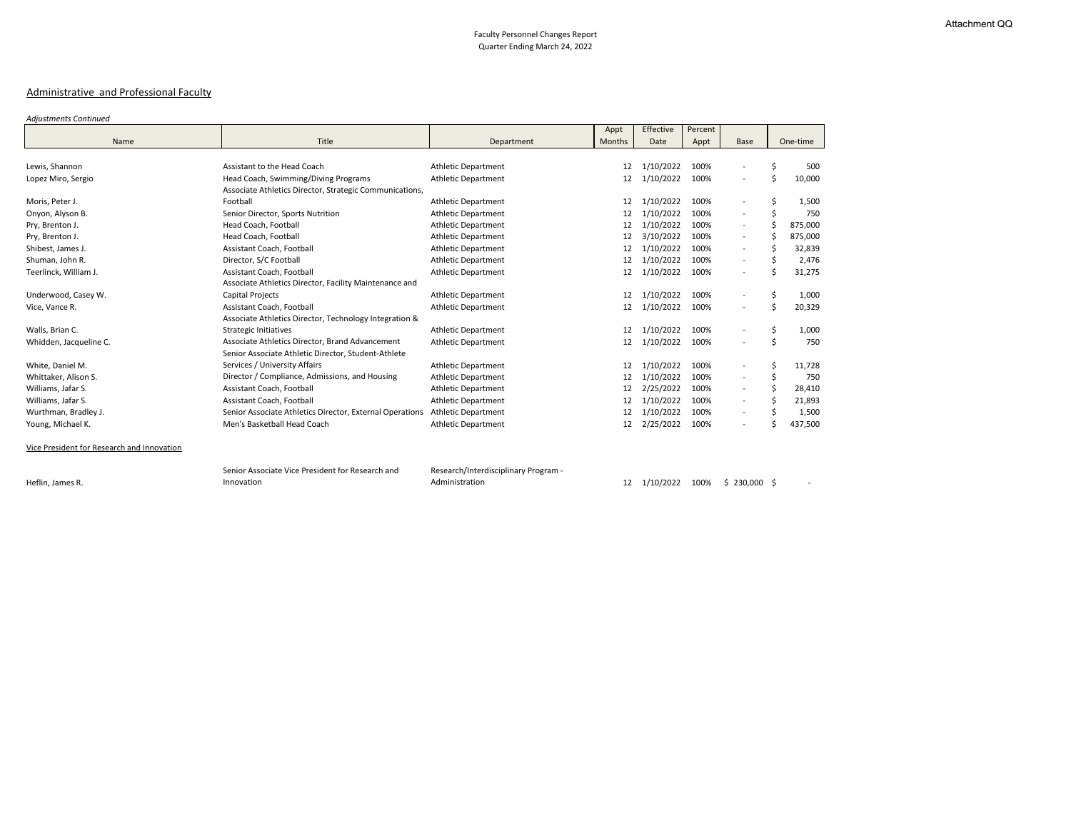Attachment QQ

Faculty Personnel Changes Report
Quarter Ending March 24, 2022

## Administrative and Professional Faculty

*Adjustments Continued*

| Name | Title | Department | Appt Months | Effective Date | Percent Appt | Base | One-time |
|---|---|---|---|---|---|---|---|
| Lewis, Shannon | Assistant to the Head Coach | Athletic Department | 12 | 1/10/2022 | 100% | - | $ 500 |
| Lopez Miro, Sergio | Head Coach, Swimming/Diving Programs | Athletic Department | 12 | 1/10/2022 | 100% | - | $ 10,000 |
| Moris, Peter J. | Associate Athletics Director, Strategic Communications, Football | Athletic Department | 12 | 1/10/2022 | 100% | - | $ 1,500 |
| Onyon, Alyson B. | Senior Director, Sports Nutrition | Athletic Department | 12 | 1/10/2022 | 100% | - | $ 750 |
| Pry, Brenton J. | Head Coach, Football | Athletic Department | 12 | 1/10/2022 | 100% | - | $ 875,000 |
| Pry, Brenton J. | Head Coach, Football | Athletic Department | 12 | 3/10/2022 | 100% | - | $ 875,000 |
| Shibest, James J. | Assistant Coach, Football | Athletic Department | 12 | 1/10/2022 | 100% | - | $ 32,839 |
| Shuman, John R. | Director, S/C Football | Athletic Department | 12 | 1/10/2022 | 100% | - | $ 2,476 |
| Teerlinck, William J. | Assistant Coach, Football | Athletic Department | 12 | 1/10/2022 | 100% | - | $ 31,275 |
| Underwood, Casey W. | Associate Athletics Director, Facility Maintenance and Capital Projects | Athletic Department | 12 | 1/10/2022 | 100% | - | $ 1,000 |
| Vice, Vance R. | Assistant Coach, Football | Athletic Department | 12 | 1/10/2022 | 100% | - | $ 20,329 |
| Walls, Brian C. | Associate Athletics Director, Technology Integration & Strategic Initiatives | Athletic Department | 12 | 1/10/2022 | 100% | - | $ 1,000 |
| Whidden, Jacqueline C. | Associate Athletics Director, Brand Advancement | Athletic Department | 12 | 1/10/2022 | 100% | - | $ 750 |
| White, Daniel M. | Senior Associate Athletic Director, Student-Athlete Services / University Affairs | Athletic Department | 12 | 1/10/2022 | 100% | - | $ 11,728 |
| Whittaker, Alison S. | Director / Compliance, Admissions, and Housing | Athletic Department | 12 | 1/10/2022 | 100% | - | $ 750 |
| Williams, Jafar S. | Assistant Coach, Football | Athletic Department | 12 | 2/25/2022 | 100% | - | $ 28,410 |
| Williams, Jafar S. | Assistant Coach, Football | Athletic Department | 12 | 1/10/2022 | 100% | - | $ 21,893 |
| Wurthman, Bradley J. | Senior Associate Athletics Director, External Operations | Athletic Department | 12 | 1/10/2022 | 100% | - | $ 1,500 |
| Young, Michael K. | Men's Basketball Head Coach | Athletic Department | 12 | 2/25/2022 | 100% | - | $ 437,500 |
| **Vice President for Research and Innovation** | | | | | | | |
| Heflin, James R. | Senior Associate Vice President for Research and Innovation | Research/Interdisciplinary Program - Administration | 12 | 1/10/2022 | 100% | $ 230,000 | $ - |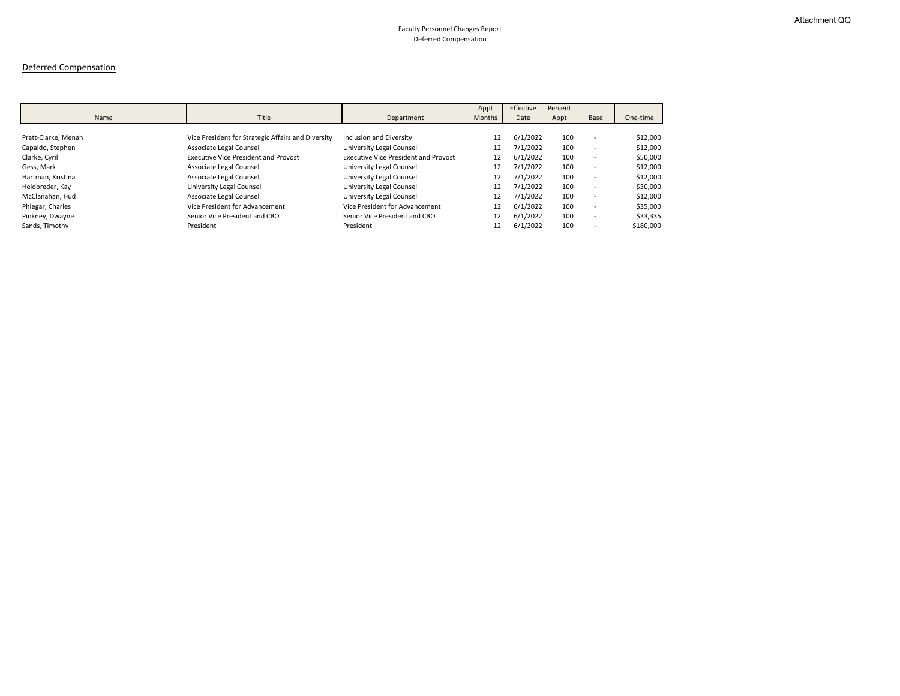Attachment QQ

Faculty Personnel Changes Report
Deferred Compensation

Deferred Compensation

| Name | Title | Department | Appt Months | Effective Date | Percent Appt | Base | One-time |
|---|---|---|---|---|---|---|---|
| Pratt-Clarke, Menah | Vice President for Strategic Affairs and Diversity | Inclusion and Diversity | 12 | 6/1/2022 | 100 | - | $12,000 |
| Capaldo, Stephen | Associate Legal Counsel | University Legal Counsel | 12 | 7/1/2022 | 100 | - | $12,000 |
| Clarke, Cyril | Executive Vice President and Provost | Executive Vice President and Provost | 12 | 6/1/2022 | 100 | - | $50,000 |
| Gess, Mark | Associate Legal Counsel | University Legal Counsel | 12 | 7/1/2022 | 100 | - | $12,000 |
| Hartman, Kristina | Associate Legal Counsel | University Legal Counsel | 12 | 7/1/2022 | 100 | - | $12,000 |
| Heidbreder, Kay | University Legal Counsel | University Legal Counsel | 12 | 7/1/2022 | 100 | - | $30,000 |
| McClanahan, Hud | Associate Legal Counsel | University Legal Counsel | 12 | 7/1/2022 | 100 | - | $12,000 |
| Phlegar, Charles | Vice President for Advancement | Vice President for Advancement | 12 | 6/1/2022 | 100 | - | $35,000 |
| Pinkney, Dwayne | Senior Vice President and CBO | Senior Vice President and CBO | 12 | 6/1/2022 | 100 | - | $33,335 |
| Sands, Timothy | President | President | 12 | 6/1/2022 | 100 | - | $180,000 |